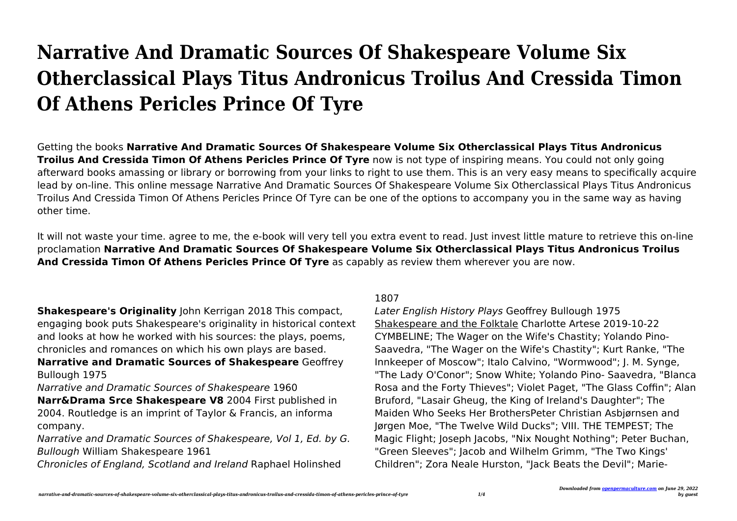# Narrative And Dramatic Sources Of Shakespeare Volume Six Otherclassical Plays Titus Andronicus Troilus And Cressida Timon Of Athens Pericles Prince Of Tyre

Getting the books **Narrative And Dramatic Sources Of Shakespeare Volume Six Otherclassical Plays Titus Andronicus Troilus And Cressida Timon Of Athens Pericles Prince Of Tyre** now is not type of inspiring means. You could not only going afterward books amassing or library or borrowing from your links to right to use them. This is an very easy means to specifically acquire lead by on-line. This online message Narrative And Dramatic Sources Of Shakespeare Volume Six Otherclassical Plays Titus Andronicus Troilus And Cressida Timon Of Athens Pericles Prince Of Tyre can be one of the options to accompany you in the same way as having other time.

It will not waste your time. agree to me, the e-book will very tell you extra event to read. Just invest little mature to retrieve this on-line proclamation **Narrative And Dramatic Sources Of Shakespeare Volume Six Otherclassical Plays Titus Andronicus Troilus And Cressida Timon Of Athens Pericles Prince Of Tyre** as capably as review them wherever you are now.

**Shakespeare's Originality** John Kerrigan 2018 This compact, engaging book puts Shakespeare's originality in historical context and looks at how he worked with his sources: the plays, poems, chronicles and romances on which his own plays are based.

**Narrative and Dramatic Sources of Shakespeare** Geoffrey Bullough 1975

*Narrative and Dramatic Sources of Shakespeare* 1960

**Narr&Drama Srce Shakespeare V8** 2004 First published in 2004. Routledge is an imprint of Taylor & Francis, an informa company.

*Narrative and Dramatic Sources of Shakespeare, Vol 1, Ed. by G. Bullough* William Shakespeare 1961

*Chronicles of England, Scotland and Ireland* Raphael Holinshed 1807

*Later English History Plays* Geoffrey Bullough 1975

Shakespeare and the Folktale Charlotte Artese 2019-10-22 CYMBELINE; The Wager on the Wife's Chastity; Yolando Pino-Saavedra, "The Wager on the Wife's Chastity"; Kurt Ranke, "The Innkeeper of Moscow"; Italo Calvino, "Wormwood"; J. M. Synge, "The Lady O'Conor"; Snow White; Yolando Pino- Saavedra, "Blanca Rosa and the Forty Thieves"; Violet Paget, "The Glass Coffin"; Alan Bruford, "Lasair Gheug, the King of Ireland's Daughter"; The Maiden Who Seeks Her BrothersPeter Christian Asbjørnsen and Jørgen Moe, "The Twelve Wild Ducks"; VIII. THE TEMPEST; The Magic Flight; Joseph Jacobs, "Nix Nought Nothing"; Peter Buchan, "Green Sleeves"; Jacob and Wilhelm Grimm, "The Two Kings' Children"; Zora Neale Hurston, "Jack Beats the Devil"; Marie-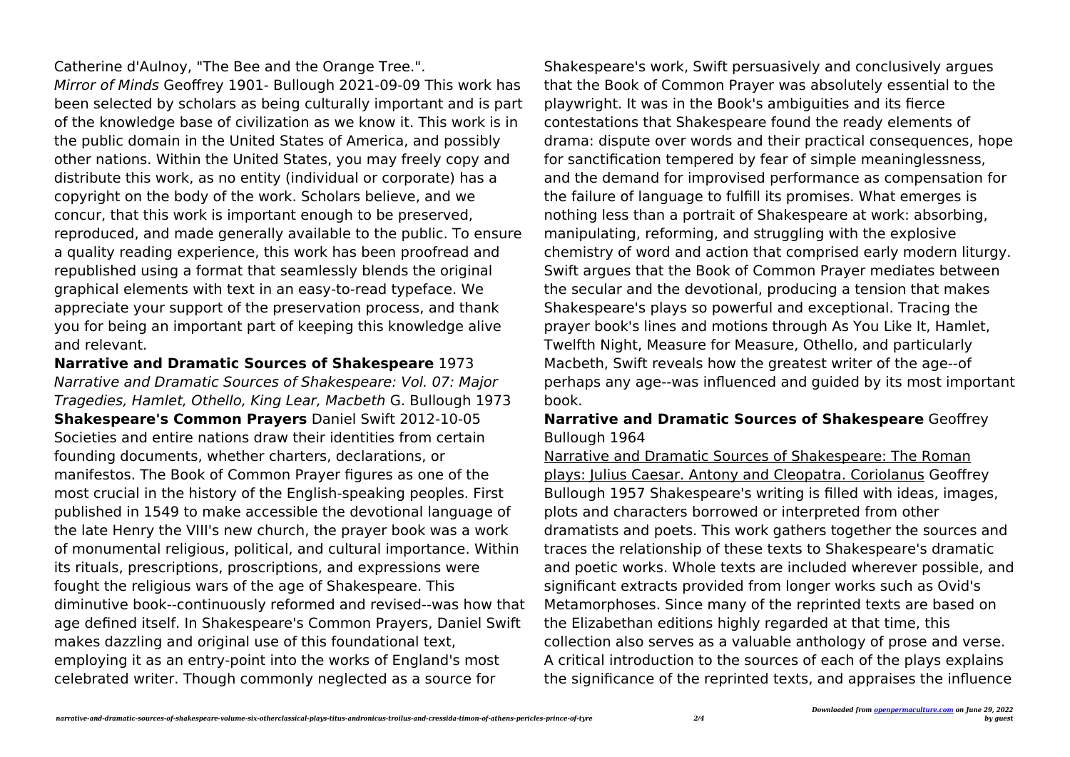Catherine d'Aulnoy, "The Bee and the Orange Tree.".

*Mirror of Minds* Geoffrey 1901- Bullough 2021-09-09 This work has been selected by scholars as being culturally important and is part of the knowledge base of civilization as we know it. This work is in the public domain in the United States of America, and possibly other nations. Within the United States, you may freely copy and distribute this work, as no entity (individual or corporate) has a copyright on the body of the work. Scholars believe, and we concur, that this work is important enough to be preserved, reproduced, and made generally available to the public. To ensure a quality reading experience, this work has been proofread and republished using a format that seamlessly blends the original graphical elements with text in an easy-to-read typeface. We appreciate your support of the preservation process, and thank you for being an important part of keeping this knowledge alive and relevant.

**Narrative and Dramatic Sources of Shakespeare** 1973

*Narrative and Dramatic Sources of Shakespeare: Vol. 07: Major Tragedies, Hamlet, Othello, King Lear, Macbeth* G. Bullough 1973

**Shakespeare's Common Prayers** Daniel Swift 2012-10-05 Societies and entire nations draw their identities from certain founding documents, whether charters, declarations, or manifestos. The Book of Common Prayer figures as one of the most crucial in the history of the English-speaking peoples. First published in 1549 to make accessible the devotional language of the late Henry the VIII's new church, the prayer book was a work of monumental religious, political, and cultural importance. Within its rituals, prescriptions, proscriptions, and expressions were fought the religious wars of the age of Shakespeare. This diminutive book--continuously reformed and revised--was how that age defined itself. In Shakespeare's Common Prayers, Daniel Swift makes dazzling and original use of this foundational text, employing it as an entry-point into the works of England's most celebrated writer. Though commonly neglected as a source for Shakespeare's work, Swift persuasively and conclusively argues that the Book of Common Prayer was absolutely essential to the playwright. It was in the Book's ambiguities and its fierce contestations that Shakespeare found the ready elements of drama: dispute over words and their practical consequences, hope for sanctification tempered by fear of simple meaninglessness, and the demand for improvised performance as compensation for the failure of language to fulfill its promises. What emerges is nothing less than a portrait of Shakespeare at work: absorbing, manipulating, reforming, and struggling with the explosive chemistry of word and action that comprised early modern liturgy. Swift argues that the Book of Common Prayer mediates between the secular and the devotional, producing a tension that makes Shakespeare's plays so powerful and exceptional. Tracing the prayer book's lines and motions through As You Like It, Hamlet, Twelfth Night, Measure for Measure, Othello, and particularly Macbeth, Swift reveals how the greatest writer of the age--of perhaps any age--was influenced and guided by its most important book.

**Narrative and Dramatic Sources of Shakespeare** Geoffrey Bullough 1964

Narrative and Dramatic Sources of Shakespeare: The Roman plays: Julius Caesar. Antony and Cleopatra. Coriolanus Geoffrey Bullough 1957 Shakespeare's writing is filled with ideas, images, plots and characters borrowed or interpreted from other dramatists and poets. This work gathers together the sources and traces the relationship of these texts to Shakespeare's dramatic and poetic works. Whole texts are included wherever possible, and significant extracts provided from longer works such as Ovid's Metamorphoses. Since many of the reprinted texts are based on the Elizabethan editions highly regarded at that time, this collection also serves as a valuable anthology of prose and verse. A critical introduction to the sources of each of the plays explains the significance of the reprinted texts, and appraises the influence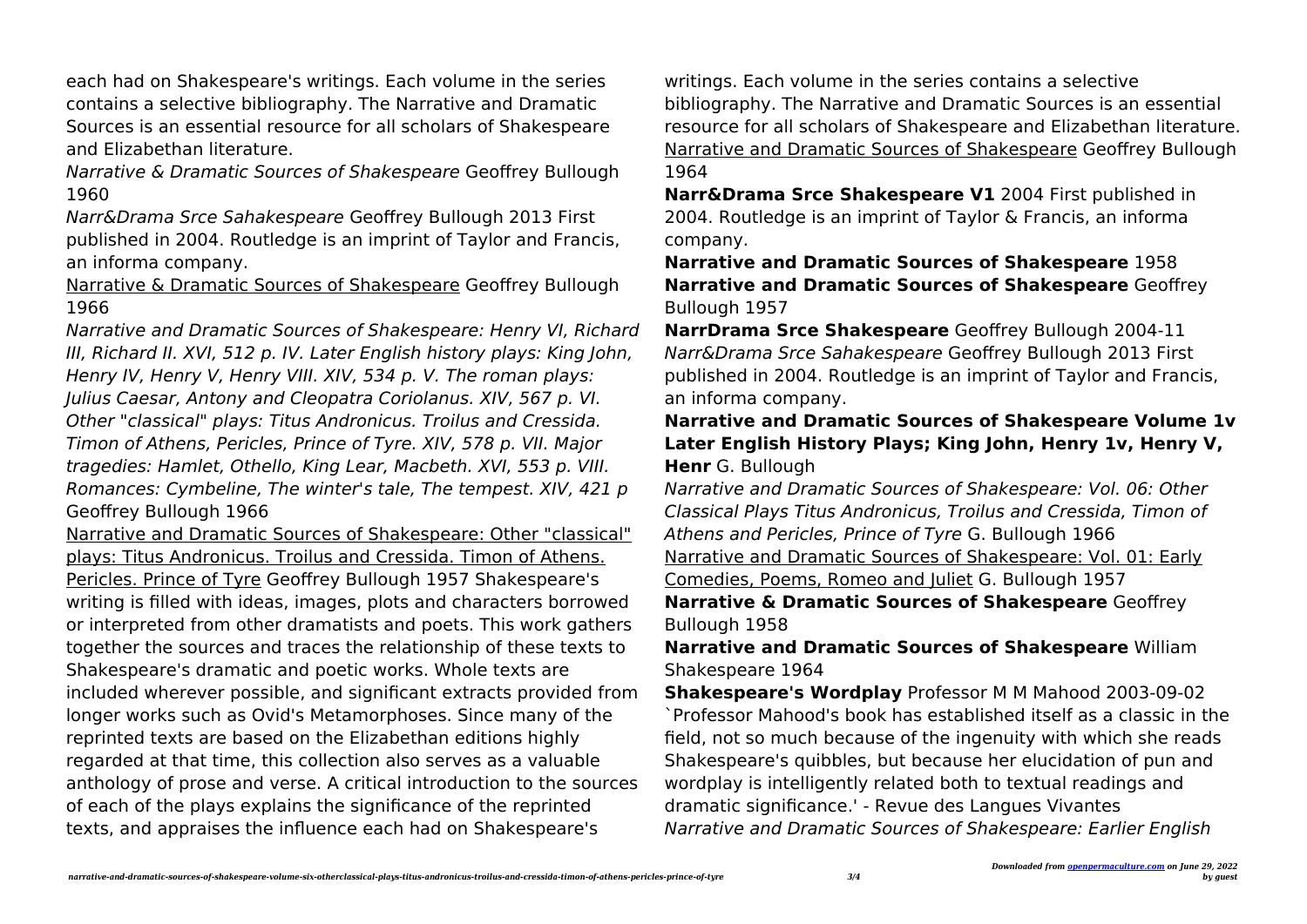each had on Shakespeare's writings. Each volume in the series contains a selective bibliography. The Narrative and Dramatic Sources is an essential resource for all scholars of Shakespeare and Elizabethan literature.

*Narrative & Dramatic Sources of Shakespeare* Geoffrey Bullough 1960

*Narr&Drama Srce Sahakespeare* Geoffrey Bullough 2013 First published in 2004. Routledge is an imprint of Taylor and Francis, an informa company.

Narrative & Dramatic Sources of Shakespeare Geoffrey Bullough 1966

*Narrative and Dramatic Sources of Shakespeare: Henry VI, Richard III, Richard II. XVI, 512 p. IV. Later English history plays: King John, Henry IV, Henry V, Henry VIII. XIV, 534 p. V. The roman plays: Julius Caesar, Antony and Cleopatra Coriolanus. XIV, 567 p. VI. Other "classical" plays: Titus Andronicus. Troilus and Cressida. Timon of Athens, Pericles, Prince of Tyre. XIV, 578 p. VII. Major tragedies: Hamlet, Othello, King Lear, Macbeth. XVI, 553 p. VIII. Romances: Cymbeline, The winter's tale, The tempest. XIV, 421 p* Geoffrey Bullough 1966

Narrative and Dramatic Sources of Shakespeare: Other "classical" plays: Titus Andronicus. Troilus and Cressida. Timon of Athens. Pericles. Prince of Tyre Geoffrey Bullough 1957 Shakespeare's writing is filled with ideas, images, plots and characters borrowed or interpreted from other dramatists and poets. This work gathers together the sources and traces the relationship of these texts to Shakespeare's dramatic and poetic works. Whole texts are included wherever possible, and significant extracts provided from longer works such as Ovid's Metamorphoses. Since many of the reprinted texts are based on the Elizabethan editions highly regarded at that time, this collection also serves as a valuable anthology of prose and verse. A critical introduction to the sources of each of the plays explains the significance of the reprinted texts, and appraises the influence each had on Shakespeare's writings. Each volume in the series contains a selective bibliography. The Narrative and Dramatic Sources is an essential resource for all scholars of Shakespeare and Elizabethan literature.

Narrative and Dramatic Sources of Shakespeare Geoffrey Bullough 1964

**Narr&Drama Srce Shakespeare V1** 2004 First published in 2004. Routledge is an imprint of Taylor & Francis, an informa company.

**Narrative and Dramatic Sources of Shakespeare** 1958

**Narrative and Dramatic Sources of Shakespeare** Geoffrey Bullough 1957

**NarrDrama Srce Shakespeare** Geoffrey Bullough 2004-11

*Narr&Drama Srce Sahakespeare* Geoffrey Bullough 2013 First published in 2004. Routledge is an imprint of Taylor and Francis, an informa company.

**Narrative and Dramatic Sources of Shakespeare Volume 1v Later English History Plays; King John, Henry 1v, Henry V, Henr** G. Bullough

*Narrative and Dramatic Sources of Shakespeare: Vol. 06: Other Classical Plays Titus Andronicus, Troilus and Cressida, Timon of Athens and Pericles, Prince of Tyre* G. Bullough 1966

Narrative and Dramatic Sources of Shakespeare: Vol. 01: Early Comedies, Poems, Romeo and Juliet G. Bullough 1957

**Narrative & Dramatic Sources of Shakespeare** Geoffrey Bullough 1958

**Narrative and Dramatic Sources of Shakespeare** William Shakespeare 1964

**Shakespeare's Wordplay** Professor M M Mahood 2003-09-02 `Professor Mahood's book has established itself as a classic in the field, not so much because of the ingenuity with which she reads Shakespeare's quibbles, but because her elucidation of pun and wordplay is intelligently related both to textual readings and dramatic significance.' - Revue des Langues Vivantes

*Narrative and Dramatic Sources of Shakespeare: Earlier English*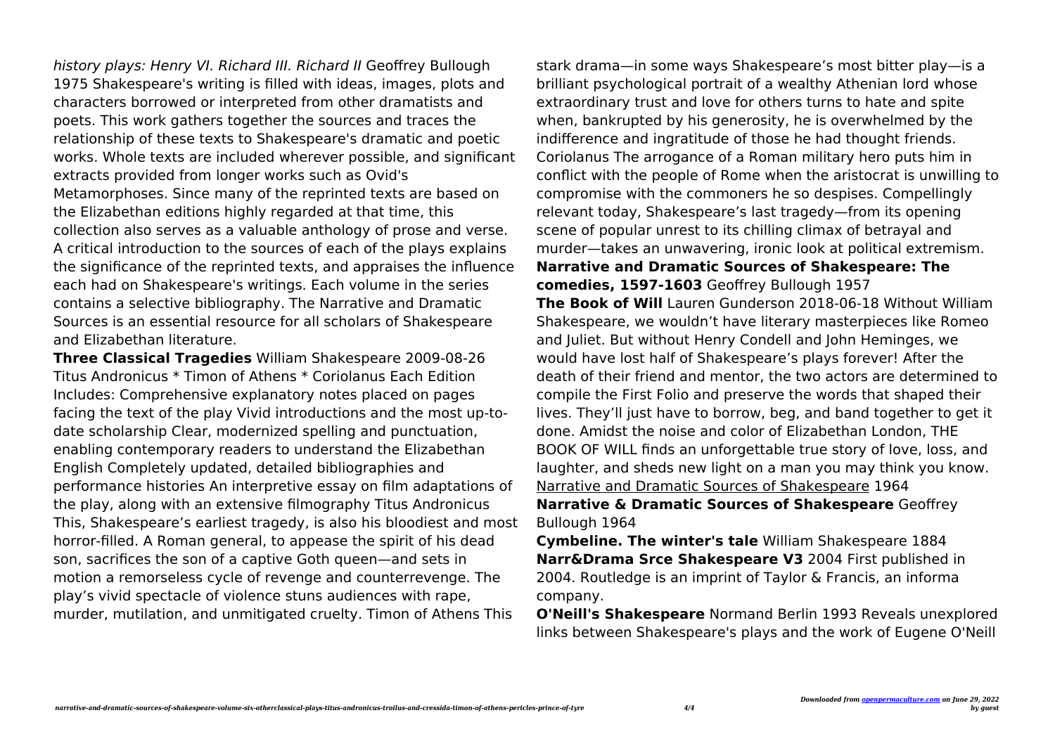*history plays: Henry VI. Richard III. Richard II* Geoffrey Bullough 1975 Shakespeare's writing is filled with ideas, images, plots and characters borrowed or interpreted from other dramatists and poets. This work gathers together the sources and traces the relationship of these texts to Shakespeare's dramatic and poetic works. Whole texts are included wherever possible, and significant extracts provided from longer works such as Ovid's Metamorphoses. Since many of the reprinted texts are based on the Elizabethan editions highly regarded at that time, this collection also serves as a valuable anthology of prose and verse. A critical introduction to the sources of each of the plays explains the significance of the reprinted texts, and appraises the influence each had on Shakespeare's writings. Each volume in the series contains a selective bibliography. The Narrative and Dramatic Sources is an essential resource for all scholars of Shakespeare and Elizabethan literature.

**Three Classical Tragedies** William Shakespeare 2009-08-26 Titus Andronicus * Timon of Athens * Coriolanus Each Edition Includes: Comprehensive explanatory notes placed on pages facing the text of the play Vivid introductions and the most up-to-date scholarship Clear, modernized spelling and punctuation, enabling contemporary readers to understand the Elizabethan English Completely updated, detailed bibliographies and performance histories An interpretive essay on film adaptations of the play, along with an extensive filmography Titus Andronicus This, Shakespeare's earliest tragedy, is also his bloodiest and most horror-filled. A Roman general, to appease the spirit of his dead son, sacrifices the son of a captive Goth queen—and sets in motion a remorseless cycle of revenge and counterrevenge. The play's vivid spectacle of violence stuns audiences with rape, murder, mutilation, and unmitigated cruelty. Timon of Athens This stark drama—in some ways Shakespeare's most bitter play—is a brilliant psychological portrait of a wealthy Athenian lord whose extraordinary trust and love for others turns to hate and spite when, bankrupted by his generosity, he is overwhelmed by the indifference and ingratitude of those he had thought friends. Coriolanus The arrogance of a Roman military hero puts him in conflict with the people of Rome when the aristocrat is unwilling to compromise with the commoners he so despises. Compellingly relevant today, Shakespeare's last tragedy—from its opening scene of popular unrest to its chilling climax of betrayal and murder—takes an unwavering, ironic look at political extremism.

**Narrative and Dramatic Sources of Shakespeare: The comedies, 1597-1603** Geoffrey Bullough 1957

**The Book of Will** Lauren Gunderson 2018-06-18 Without William Shakespeare, we wouldn't have literary masterpieces like Romeo and Juliet. But without Henry Condell and John Heminges, we would have lost half of Shakespeare's plays forever! After the death of their friend and mentor, the two actors are determined to compile the First Folio and preserve the words that shaped their lives. They'll just have to borrow, beg, and band together to get it done. Amidst the noise and color of Elizabethan London, THE BOOK OF WILL finds an unforgettable true story of love, loss, and laughter, and sheds new light on a man you may think you know.

Narrative and Dramatic Sources of Shakespeare 1964

**Narrative & Dramatic Sources of Shakespeare** Geoffrey Bullough 1964

**Cymbeline. The winter's tale** William Shakespeare 1884

**Narr&Drama Srce Shakespeare V3** 2004 First published in 2004. Routledge is an imprint of Taylor & Francis, an informa company.

**O'Neill's Shakespeare** Normand Berlin 1993 Reveals unexplored links between Shakespeare's plays and the work of Eugene O'Neill